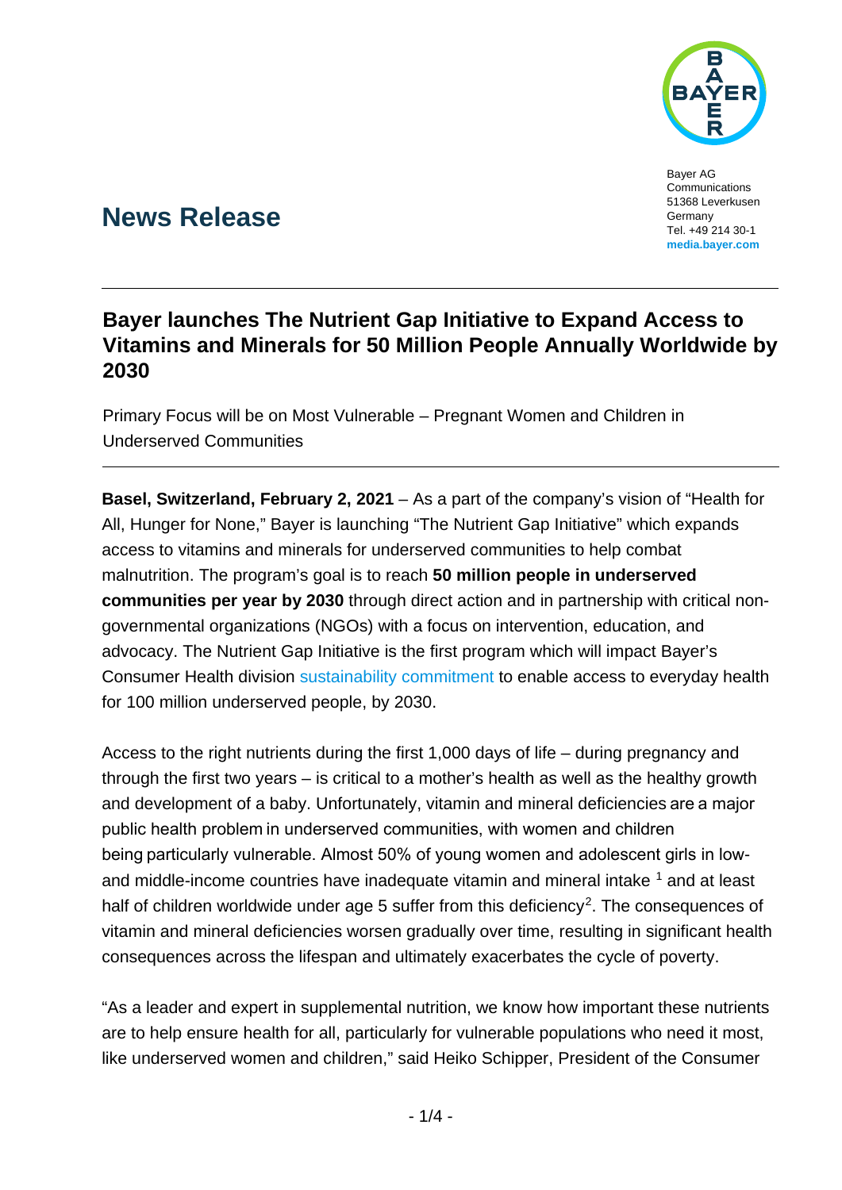Bayer AG
Communications
51368 Leverkusen
Germany
Tel. +49 214 30-1
**media.bayer.com**

# News Release

## Bayer launches The Nutrient Gap Initiative to Expand Access to Vitamins and Minerals for 50 Million People Annually Worldwide by 2030

Primary Focus will be on Most Vulnerable – Pregnant Women and Children in Underserved Communities

**Basel, Switzerland, February 2, 2021** – As a part of the company's vision of "Health for All, Hunger for None," Bayer is launching "The Nutrient Gap Initiative" which expands access to vitamins and minerals for underserved communities to help combat malnutrition. The program's goal is to reach **50 million people in underserved communities per year by 2030** through direct action and in partnership with critical non-governmental organizations (NGOs) with a focus on intervention, education, and advocacy. The Nutrient Gap Initiative is the first program which will impact Bayer's Consumer Health division sustainability commitment to enable access to everyday health for 100 million underserved people, by 2030.

Access to the right nutrients during the first 1,000 days of life – during pregnancy and through the first two years – is critical to a mother's health as well as the healthy growth and development of a baby. Unfortunately, vitamin and mineral deficiencies are a major public health problem in underserved communities, with women and children being particularly vulnerable. Almost 50% of young women and adolescent girls in low- and middle-income countries have inadequate vitamin and mineral intake [1] and at least half of children worldwide under age 5 suffer from this deficiency[2]. The consequences of vitamin and mineral deficiencies worsen gradually over time, resulting in significant health consequences across the lifespan and ultimately exacerbates the cycle of poverty.

"As a leader and expert in supplemental nutrition, we know how important these nutrients are to help ensure health for all, particularly for vulnerable populations who need it most, like underserved women and children," said Heiko Schipper, President of the Consumer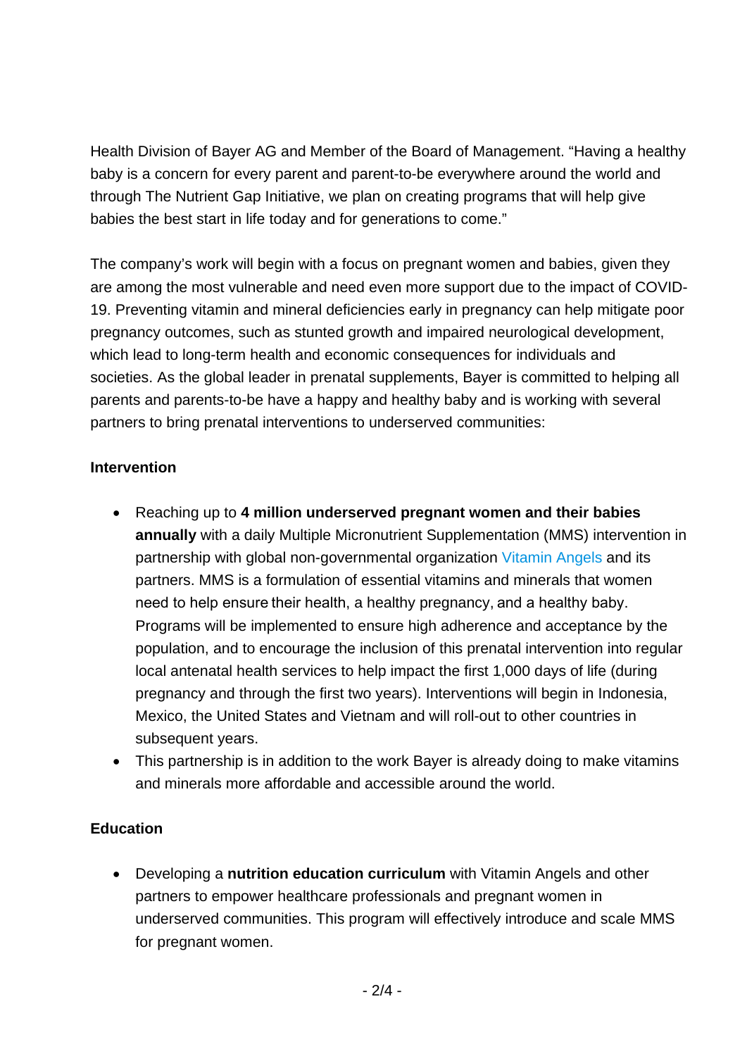Health Division of Bayer AG and Member of the Board of Management. "Having a healthy baby is a concern for every parent and parent-to-be everywhere around the world and through The Nutrient Gap Initiative, we plan on creating programs that will help give babies the best start in life today and for generations to come."

The company's work will begin with a focus on pregnant women and babies, given they are among the most vulnerable and need even more support due to the impact of COVID-19. Preventing vitamin and mineral deficiencies early in pregnancy can help mitigate poor pregnancy outcomes, such as stunted growth and impaired neurological development, which lead to long-term health and economic consequences for individuals and societies. As the global leader in prenatal supplements, Bayer is committed to helping all parents and parents-to-be have a happy and healthy baby and is working with several partners to bring prenatal interventions to underserved communities:

**Intervention**

- Reaching up to **4 million underserved pregnant women and their babies annually** with a daily Multiple Micronutrient Supplementation (MMS) intervention in partnership with global non-governmental organization Vitamin Angels and its partners. MMS is a formulation of essential vitamins and minerals that women need to help ensure their health, a healthy pregnancy, and a healthy baby. Programs will be implemented to ensure high adherence and acceptance by the population, and to encourage the inclusion of this prenatal intervention into regular local antenatal health services to help impact the first 1,000 days of life (during pregnancy and through the first two years). Interventions will begin in Indonesia, Mexico, the United States and Vietnam and will roll-out to other countries in subsequent years.
- This partnership is in addition to the work Bayer is already doing to make vitamins and minerals more affordable and accessible around the world.

**Education**

- Developing a **nutrition education curriculum** with Vitamin Angels and other partners to empower healthcare professionals and pregnant women in underserved communities. This program will effectively introduce and scale MMS for pregnant women.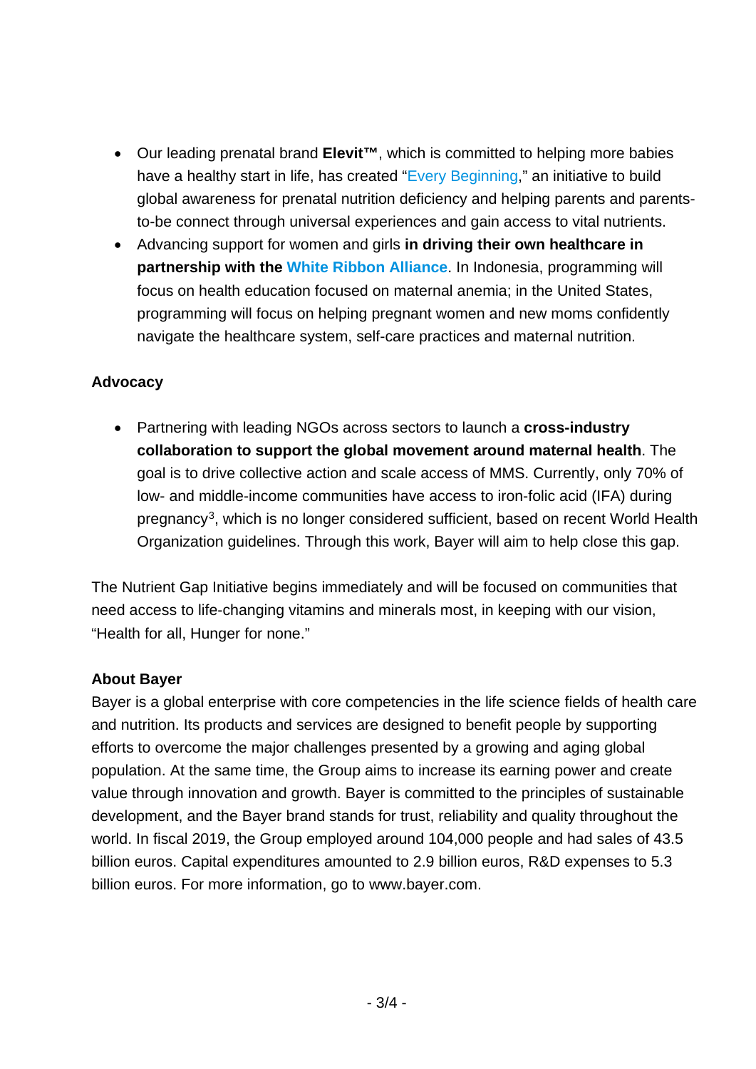- Our leading prenatal brand **Elevit™**, which is committed to helping more babies have a healthy start in life, has created "Every Beginning," an initiative to build global awareness for prenatal nutrition deficiency and helping parents and parents-to-be connect through universal experiences and gain access to vital nutrients.
- Advancing support for women and girls **in driving their own healthcare in partnership with the White Ribbon Alliance**. In Indonesia, programming will focus on health education focused on maternal anemia; in the United States, programming will focus on helping pregnant women and new moms confidently navigate the healthcare system, self-care practices and maternal nutrition.

**Advocacy**

- Partnering with leading NGOs across sectors to launch a **cross-industry collaboration to support the global movement around maternal health**. The goal is to drive collective action and scale access of MMS. Currently, only 70% of low- and middle-income communities have access to iron-folic acid (IFA) during pregnancy[3], which is no longer considered sufficient, based on recent World Health Organization guidelines. Through this work, Bayer will aim to help close this gap.

The Nutrient Gap Initiative begins immediately and will be focused on communities that need access to life-changing vitamins and minerals most, in keeping with our vision, "Health for all, Hunger for none."

**About Bayer**

Bayer is a global enterprise with core competencies in the life science fields of health care and nutrition. Its products and services are designed to benefit people by supporting efforts to overcome the major challenges presented by a growing and aging global population. At the same time, the Group aims to increase its earning power and create value through innovation and growth. Bayer is committed to the principles of sustainable development, and the Bayer brand stands for trust, reliability and quality throughout the world. In fiscal 2019, the Group employed around 104,000 people and had sales of 43.5 billion euros. Capital expenditures amounted to 2.9 billion euros, R&D expenses to 5.3 billion euros. For more information, go to www.bayer.com.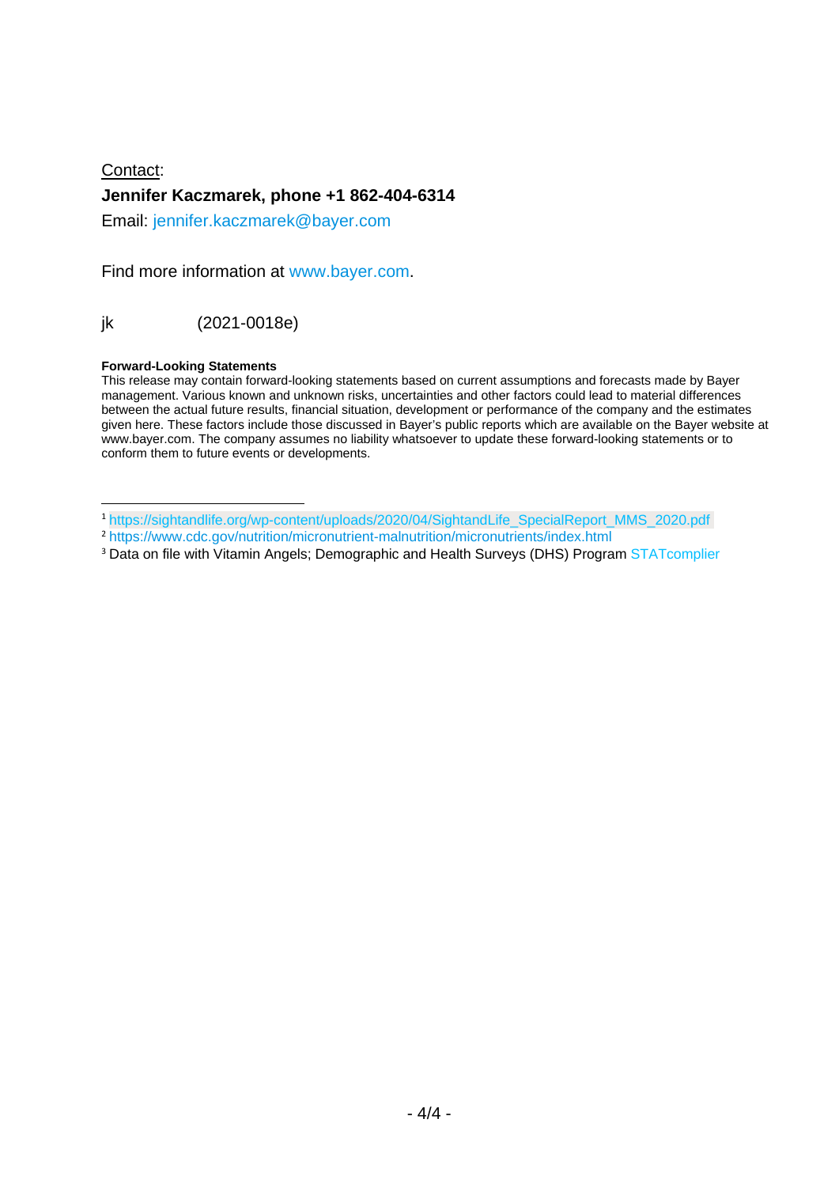Contact:

**Jennifer Kaczmarek, phone +1 862-404-6314**

Email: jennifer.kaczmarek@bayer.com

Find more information at www.bayer.com.

jk (2021-0018e)

**Forward-Looking Statements**

This release may contain forward-looking statements based on current assumptions and forecasts made by Bayer management. Various known and unknown risks, uncertainties and other factors could lead to material differences between the actual future results, financial situation, development or performance of the company and the estimates given here. These factors include those discussed in Bayer's public reports which are available on the Bayer website at www.bayer.com. The company assumes no liability whatsoever to update these forward-looking statements or to conform them to future events or developments.

---

[1] https://sightandlife.org/wp-content/uploads/2020/04/SightandLife_SpecialReport_MMS_2020.pdf

[2] https://www.cdc.gov/nutrition/micronutrient-malnutrition/micronutrients/index.html

[3] Data on file with Vitamin Angels; Demographic and Health Surveys (DHS) Program STATcomplier